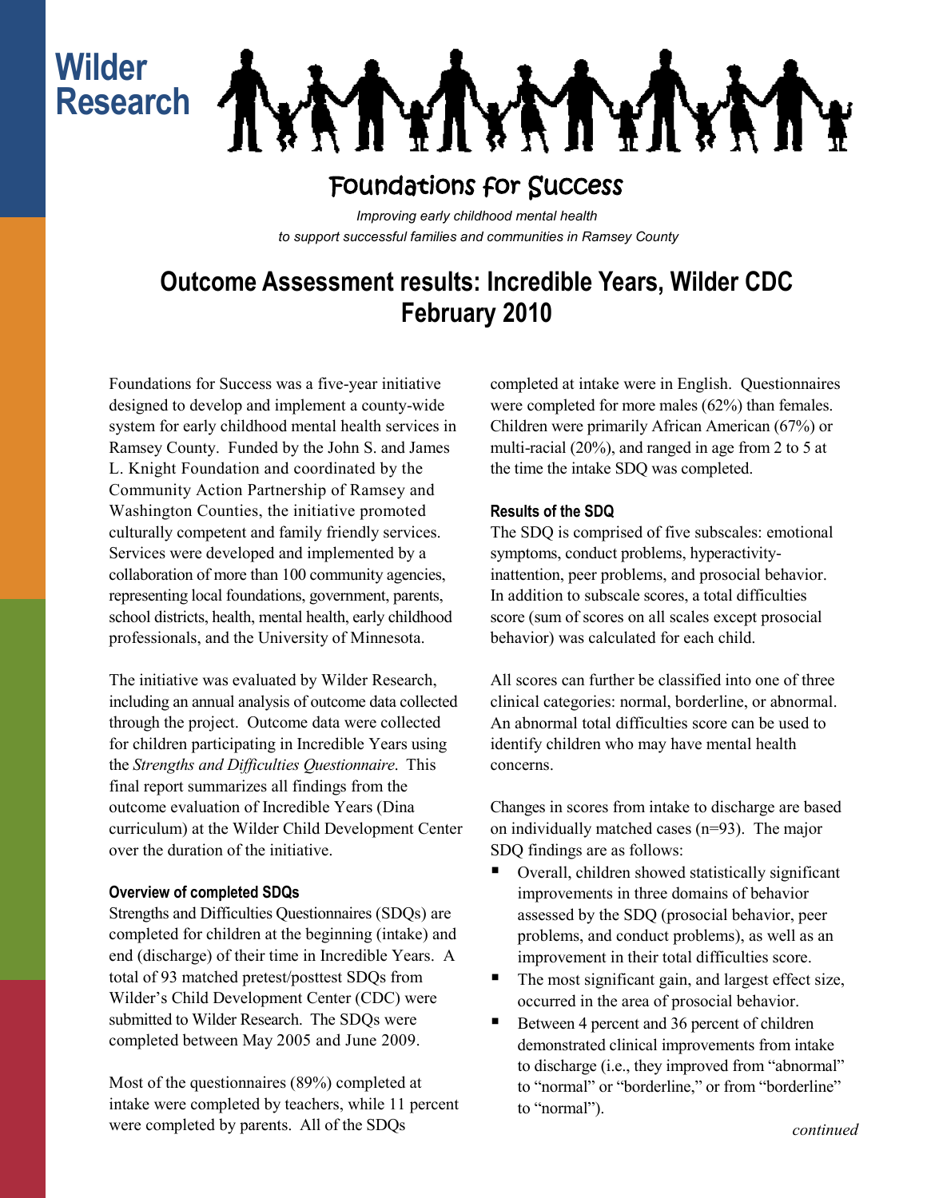Wilder Research

# Foundations for Success

*Improving early childhood mental health to support successful families and communities in Ramsey County*

## Outcome Assessment results: Incredible Years, Wilder CDC February 2010

Foundations for Success was a five-year initiative designed to develop and implement a county-wide system for early childhood mental health services in Ramsey County. Funded by the John S. and James L. Knight Foundation and coordinated by the Community Action Partnership of Ramsey and Washington Counties, the initiative promoted culturally competent and family friendly services. Services were developed and implemented by a collaboration of more than 100 community agencies, representing local foundations, government, parents, school districts, health, mental health, early childhood professionals, and the University of Minnesota.

The initiative was evaluated by Wilder Research, including an annual analysis of outcome data collected through the project. Outcome data were collected for children participating in Incredible Years using the *Strengths and Difficulties Questionnaire*. This final report summarizes all findings from the outcome evaluation of Incredible Years (Dina curriculum) at the Wilder Child Development Center over the duration of the initiative.

### Overview of completed SDQs

Strengths and Difficulties Questionnaires (SDQs) are completed for children at the beginning (intake) and end (discharge) of their time in Incredible Years. A total of 93 matched pretest/posttest SDQs from Wilder's Child Development Center (CDC) were submitted to Wilder Research. The SDQs were completed between May 2005 and June 2009.

Most of the questionnaires (89%) completed at intake were completed by teachers, while 11 percent were completed by parents. All of the SDQs completed at intake were in English. Questionnaires were completed for more males (62%) than females. Children were primarily African American (67%) or multi-racial (20%), and ranged in age from 2 to 5 at the time the intake SDQ was completed.

### Results of the SDQ

The SDQ is comprised of five subscales: emotional symptoms, conduct problems, hyperactivity-inattention, peer problems, and prosocial behavior. In addition to subscale scores, a total difficulties score (sum of scores on all scales except prosocial behavior) was calculated for each child.

All scores can further be classified into one of three clinical categories: normal, borderline, or abnormal. An abnormal total difficulties score can be used to identify children who may have mental health concerns.

Changes in scores from intake to discharge are based on individually matched cases (n=93). The major SDQ findings are as follows:

- Overall, children showed statistically significant improvements in three domains of behavior assessed by the SDQ (prosocial behavior, peer problems, and conduct problems), as well as an improvement in their total difficulties score.
- The most significant gain, and largest effect size, occurred in the area of prosocial behavior.
- Between 4 percent and 36 percent of children demonstrated clinical improvements from intake to discharge (i.e., they improved from "abnormal" to "normal" or "borderline," or from "borderline" to "normal").

*continued*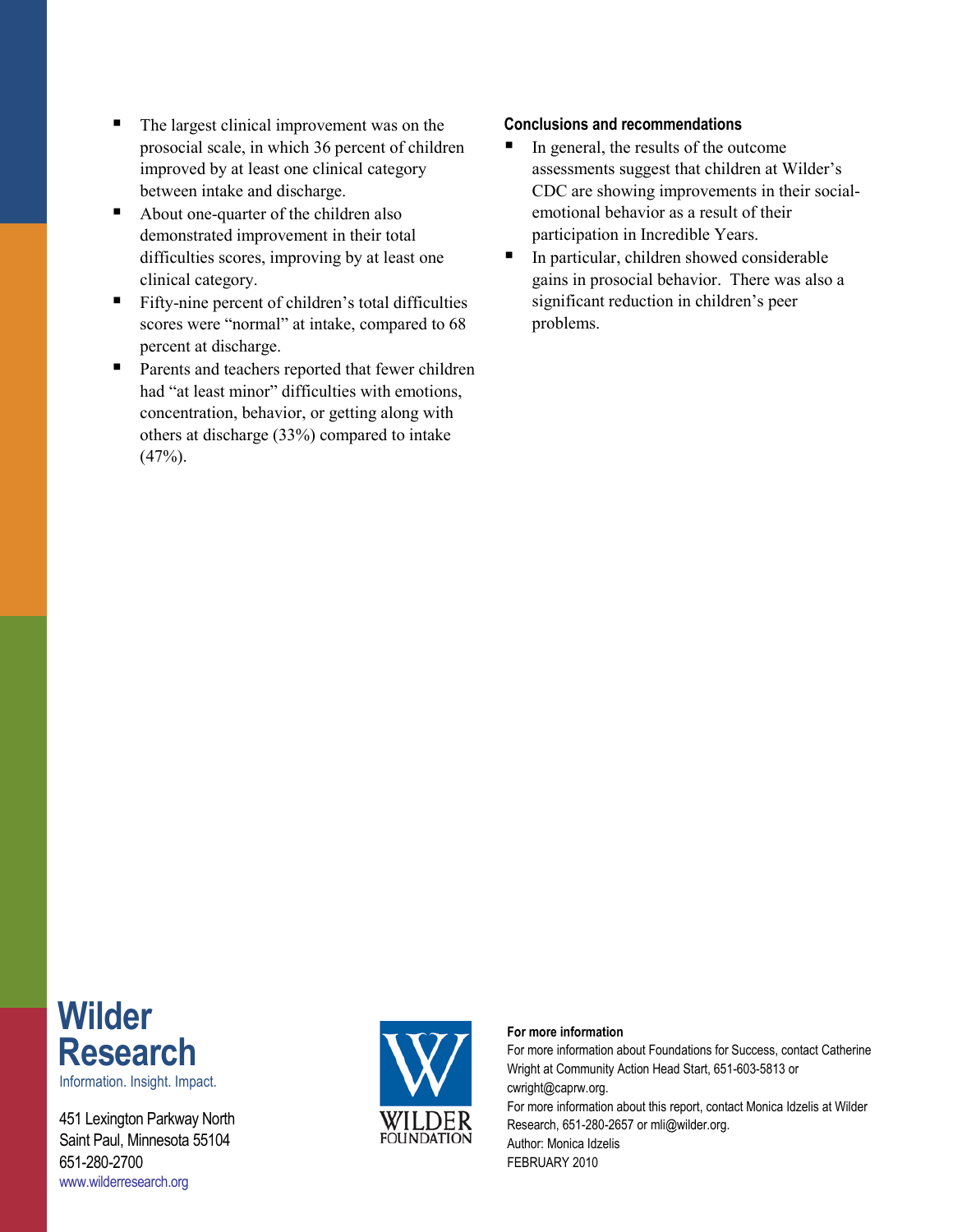- The largest clinical improvement was on the prosocial scale, in which 36 percent of children improved by at least one clinical category between intake and discharge.
- About one-quarter of the children also demonstrated improvement in their total difficulties scores, improving by at least one clinical category.
- Fifty-nine percent of children's total difficulties scores were "normal" at intake, compared to 68 percent at discharge.
- Parents and teachers reported that fewer children had "at least minor" difficulties with emotions, concentration, behavior, or getting along with others at discharge (33%) compared to intake (47%).

#### Conclusions and recommendations

- In general, the results of the outcome assessments suggest that children at Wilder's CDC are showing improvements in their social-emotional behavior as a result of their participation in Incredible Years.
- In particular, children showed considerable gains in prosocial behavior. There was also a significant reduction in children's peer problems.

**Wilder Research**
Information. Insight. Impact.

451 Lexington Parkway North
Saint Paul, Minnesota 55104
651-280-2700
www.wilderresearch.org

WILDER FOUNDATION

**For more information**

For more information about Foundations for Success, contact Catherine Wright at Community Action Head Start, 651-603-5813 or cwright@caprw.org.

For more information about this report, contact Monica Idzelis at Wilder Research, 651-280-2657 or mli@wilder.org.

Author: Monica Idzelis

FEBRUARY 2010